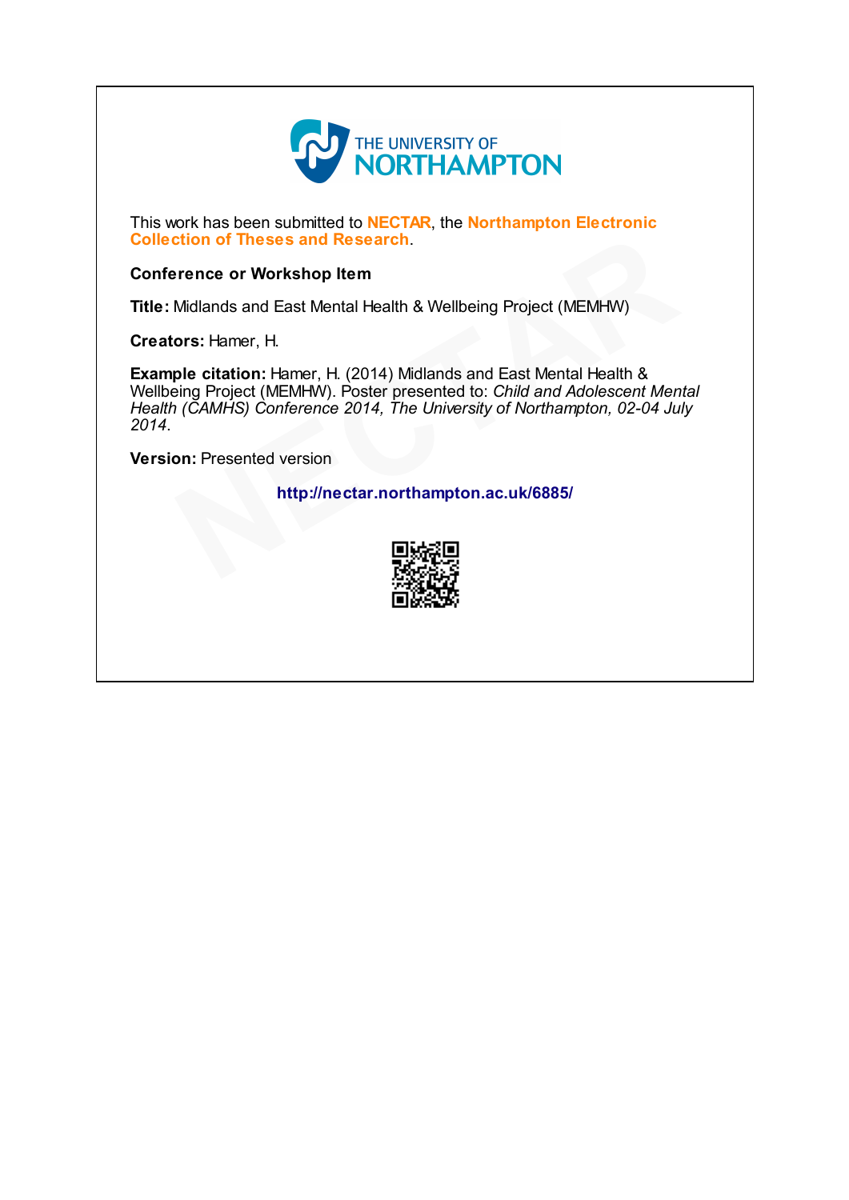THE UNIVERSITY OF NORTHAMPTON

This work has been submitted to **NECTAR**, the **Northampton Electronic Collection of Theses and Research**.

**Conference or Workshop Item**

**Title:** Midlands and East Mental Health & Wellbeing Project (MEMHW)

**Creators:** Hamer, H.

**Example citation:** Hamer, H. (2014) Midlands and East Mental Health & Wellbeing Project (MEMHW). Poster presented to: *Child and Adolescent Mental Health (CAMHS) Conference 2014, The University of Northampton, 02-04 July 2014*.

**Version:** Presented version

**http://nectar.northampton.ac.uk/6885/**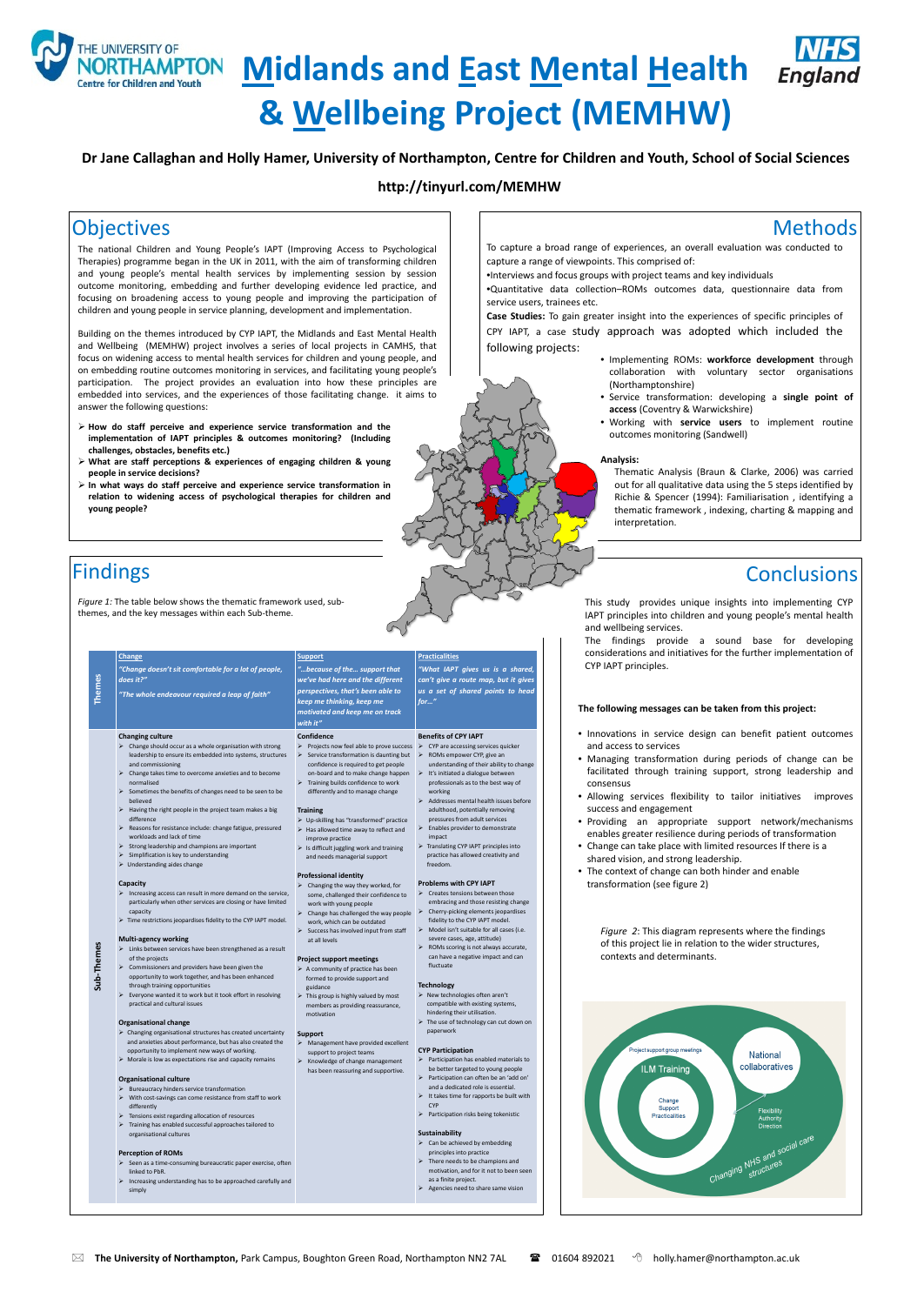# Midlands and East Mental Health & Wellbeing Project (MEMHW)

**Dr Jane Callaghan and Holly Hamer, University of Northampton, Centre for Children and Youth, School of Social Sciences**

**http://tinyurl.com/MEMHW**

## Objectives

The national Children and Young People's IAPT (Improving Access to Psychological Therapies) programme began in the UK in 2011, with the aim of transforming children and young people's mental health services by implementing session by session outcome monitoring, embedding and further developing evidence led practice, and focusing on broadening access to young people and improving the participation of children and young people in service planning, development and implementation.

Building on the themes introduced by CYP IAPT, the Midlands and East Mental Health and Wellbeing (MEMHW) project involves a series of local projects in CAMHS, that focus on widening access to mental health services for children and young people, and on embedding routine outcomes monitoring in services, and facilitating young people's participation. The project provides an evaluation into how these principles are embedded into services, and the experiences of those facilitating change. it aims to answer the following questions:

- **How do staff perceive and experience service transformation and the implementation of IAPT principles & outcomes monitoring? (Including challenges, obstacles, benefits etc.)**
- **What are staff perceptions & experiences of engaging children & young people in service decisions?**
- **In what ways do staff perceive and experience service transformation in relation to widening access of psychological therapies for children and young people?**

## Methods

To capture a broad range of experiences, an overall evaluation was conducted to capture a range of viewpoints. This comprised of:

- Interviews and focus groups with project teams and key individuals
- Quantitative data collection–ROMs outcomes data, questionnaire data from service users, trainees etc.

**Case Studies:** To gain greater insight into the experiences of specific principles of CPY IAPT, a case study approach was adopted which included the following projects:

- Implementing ROMs: **workforce development** through collaboration with voluntary sector organisations (Northamptonshire)
- Service transformation: developing a **single point of access** (Coventry & Warwickshire)
- Working with **service users** to implement routine outcomes monitoring (Sandwell)

**Analysis:**

Thematic Analysis (Braun & Clarke, 2006) was carried out for all qualitative data using the 5 steps identified by Richie & Spencer (1994): Familiarisation , identifying a thematic framework , indexing, charting & mapping and interpretation.

## Findings

*Figure 1:* The table below shows the thematic framework used, sub-themes, and the key messages within each Sub-theme.

| | Change | Support | Practicalities |
|---|---|---|---|
| **Themes** | *"Change doesn't sit comfortable for a lot of people, does it?"*<br>*"The whole endeavour required a leap of faith"* | *"...because of the... support that we've had here and the different perspectives, that's been able to keep me thinking, keep me motivated and keep me on track with it"* | *"What IAPT gives us is a shared, can't give a route map, but it gives us a set of shared points to head for..."* |
| **Sub-Themes** | **Changing culture**<br>➢ Change should occur as a whole organisation with strong leadership to ensure its embedded into systems, structures and commissioning<br>➢ Change takes time to overcome anxieties and to become normalised<br>➢ Sometimes the benefits of changes need to be seen to be believed<br>➢ Having the right people in the project team makes a big difference<br>➢ Reasons for resistance include: change fatigue, pressured workloads and lack of time<br>➢ Strong leadership and champions are important<br>➢ Simplification is key to understanding<br>➢ Understanding aides change<br><br>**Capacity**<br>➢ Increasing access can result in more demand on the service, particularly when other services are closing or have limited capacity<br>➢ Time restrictions jeopardises fidelity to the CYP IAPT model.<br><br>**Multi-agency working**<br>➢ Links between services have been strengthened as a result of the projects<br>➢ Commissioners and providers have been given the opportunity to work together, and has been enhanced through training opportunities<br>➢ Everyone wanted it to work but it took effort in resolving practical and cultural issues<br><br>**Organisational change**<br>➢ Changing organisational structures has created uncertainty and anxieties about performance, but has also created the opportunity to implement new ways of working.<br>➢ Morale is low as expectations rise and capacity remains<br><br>**Organisational culture**<br>➢ Bureaucracy hinders service transformation<br>➢ With cost-savings can come resistance from staff to work differently<br>➢ Tensions exist regarding allocation of resources<br>➢ Training has enabled successful approaches tailored to organisational cultures<br><br>**Perception of ROMs**<br>➢ Seen as a time-consuming bureaucratic paper exercise, often linked to PbR.<br>➢ Increasing understanding has to be approached carefully and simply | **Confidence**<br>➢ Projects now feel able to prove success<br>➢ Service transformation is daunting but confidence is required to get people on-board and to make change happen<br>➢ Training builds confidence to work differently and to manage change<br><br>**Training**<br>➢ Up-skilling has "transformed" practice<br>➢ Has allowed time away to reflect and improve practice<br>➢ Is difficult juggling work and training and needs managerial support<br><br>**Professional identity**<br>➢ Changing the way they worked, for some, challenged their confidence to work with young people<br>➢ Change has challenged the way people work, which can be outdated<br>➢ Success has involved input from staff at all levels<br><br>**Project support meetings**<br>➢ A community of practice has been formed to provide support and guidance<br>➢ This group is highly valued by most members as providing reassurance, motivation<br><br>**Support**<br>➢ Management have provided excellent support to project teams<br>➢ Knowledge of change management has been reassuring and supportive. | **Benefits of CPY IAPT**<br>➢ CYP are accessing services quicker<br>➢ ROMs empower CYP, give an understanding of their ability to change<br>➢ It's initiated a dialogue between professionals as to the best way of working<br>➢ Addresses mental health issues before adulthood, potentially removing pressures from adult services<br>➢ Enables provider to demonstrate impact<br>➢ Translating CYP IAPT principles into practice has allowed creativity and freedom.<br><br>**Problems with CPY IAPT**<br>➢ Creates tensions between those embracing and those resisting change<br>➢ Cherry-picking elements jeopardises fidelity to the CYP IAPT model.<br>➢ Model isn't suitable for all cases (i.e. severe cases, age, attitude)<br>➢ ROMs scoring is not always accurate, can have a negative impact and can fluctuate<br><br>**Technology**<br>➢ New technologies often aren't compatible with existing systems, hindering their utilisation.<br>➢ The use of technology can cut down on paperwork<br><br>**CYP Participation**<br>➢ Participation has enabled materials to be better targeted to young people<br>➢ Participation can often be an 'add on' and a dedicated role is essential.<br>➢ It takes time for rapports be built with CYP<br>➢ Participation risks being tokenistic<br><br>**Sustainability**<br>➢ Can be achieved by embedding principles into practice<br>➢ There needs to be champions and motivation, and for it not to been seen as a finite project.<br>➢ Agencies need to share same vision |

## Conclusions

This study provides unique insights into implementing CYP IAPT principles into children and young people's mental health and wellbeing services.

The findings provide a sound base for developing considerations and initiatives for the further implementation of CYP IAPT principles.

**The following messages can be taken from this project:**

- Innovations in service design can benefit patient outcomes and access to services
- Managing transformation during periods of change can be facilitated through training support, strong leadership and consensus
- Allowing services flexibility to tailor initiatives improves success and engagement
- Providing an appropriate support network/mechanisms enables greater resilience during periods of transformation
- Change can take place with limited resources If there is a shared vision, and strong leadership.
- The context of change can both hinder and enable transformation (see figure 2)

*Figure 2*: This diagram represents where the findings of this project lie in relation to the wider structures, contexts and determinants.

Project support group meetings
ILM Training
Change
Support
Practicalities
National collaboratives
Flexibility
Authority
Direction
Changing NHS and social care structures

**The University of Northampton,** Park Campus, Boughton Green Road, Northampton NN2 7AL 01604 892021 holly.hamer@northampton.ac.uk